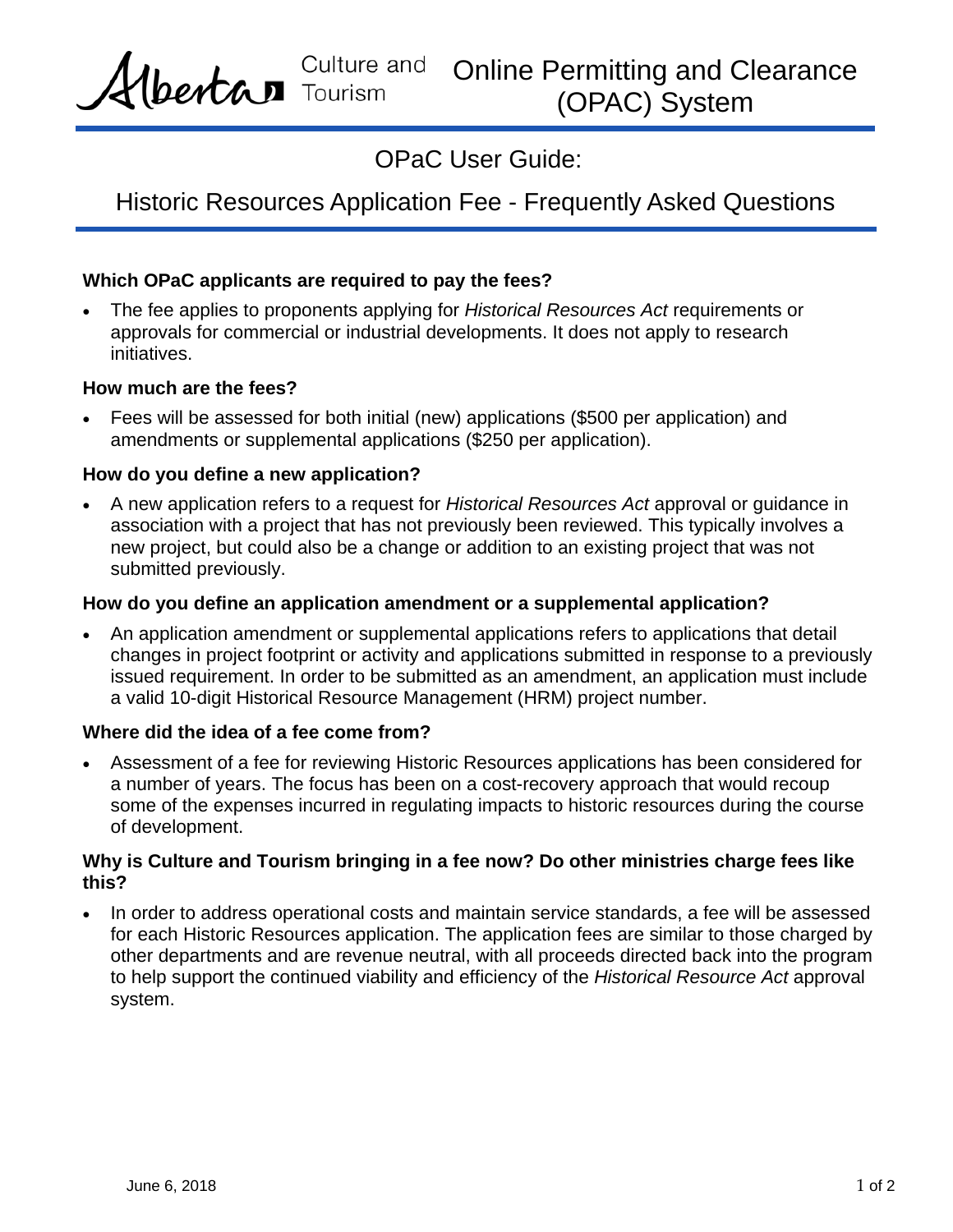Alberta Culture and Tourism

# Online Permitting and Clearance (OPAC) System

## OPaC User Guide:

## Historic Resources Application Fee - Frequently Asked Questions

**Which OPaC applicants are required to pay the fees?**

- The fee applies to proponents applying for *Historical Resources Act* requirements or approvals for commercial or industrial developments. It does not apply to research initiatives.

**How much are the fees?**

- Fees will be assessed for both initial (new) applications ($500 per application) and amendments or supplemental applications ($250 per application).

**How do you define a new application?**

- A new application refers to a request for *Historical Resources Act* approval or guidance in association with a project that has not previously been reviewed. This typically involves a new project, but could also be a change or addition to an existing project that was not submitted previously.

**How do you define an application amendment or a supplemental application?**

- An application amendment or supplemental applications refers to applications that detail changes in project footprint or activity and applications submitted in response to a previously issued requirement. In order to be submitted as an amendment, an application must include a valid 10-digit Historical Resource Management (HRM) project number.

**Where did the idea of a fee come from?**

- Assessment of a fee for reviewing Historic Resources applications has been considered for a number of years. The focus has been on a cost-recovery approach that would recoup some of the expenses incurred in regulating impacts to historic resources during the course of development.

**Why is Culture and Tourism bringing in a fee now? Do other ministries charge fees like this?**

- In order to address operational costs and maintain service standards, a fee will be assessed for each Historic Resources application. The application fees are similar to those charged by other departments and are revenue neutral, with all proceeds directed back into the program to help support the continued viability and efficiency of the *Historical Resource Act* approval system.

June 6, 2018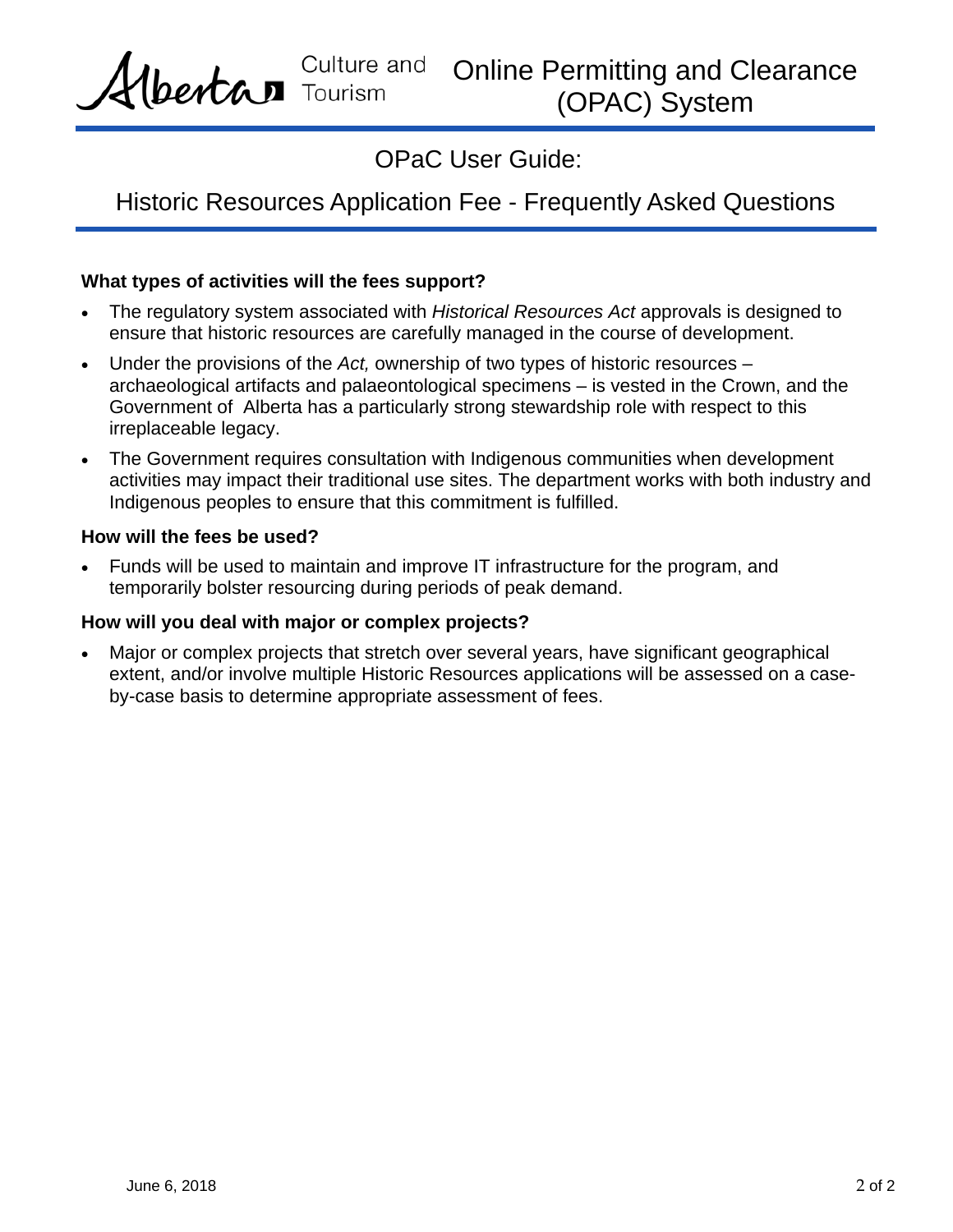# OPaC User Guide:

## Historic Resources Application Fee - Frequently Asked Questions

**What types of activities will the fees support?**

- The regulatory system associated with *Historical Resources Act* approvals is designed to ensure that historic resources are carefully managed in the course of development.
- Under the provisions of the *Act,* ownership of two types of historic resources – archaeological artifacts and palaeontological specimens – is vested in the Crown, and the Government of Alberta has a particularly strong stewardship role with respect to this irreplaceable legacy.
- The Government requires consultation with Indigenous communities when development activities may impact their traditional use sites. The department works with both industry and Indigenous peoples to ensure that this commitment is fulfilled.

**How will the fees be used?**

- Funds will be used to maintain and improve IT infrastructure for the program, and temporarily bolster resourcing during periods of peak demand.

**How will you deal with major or complex projects?**

- Major or complex projects that stretch over several years, have significant geographical extent, and/or involve multiple Historic Resources applications will be assessed on a case-by-case basis to determine appropriate assessment of fees.